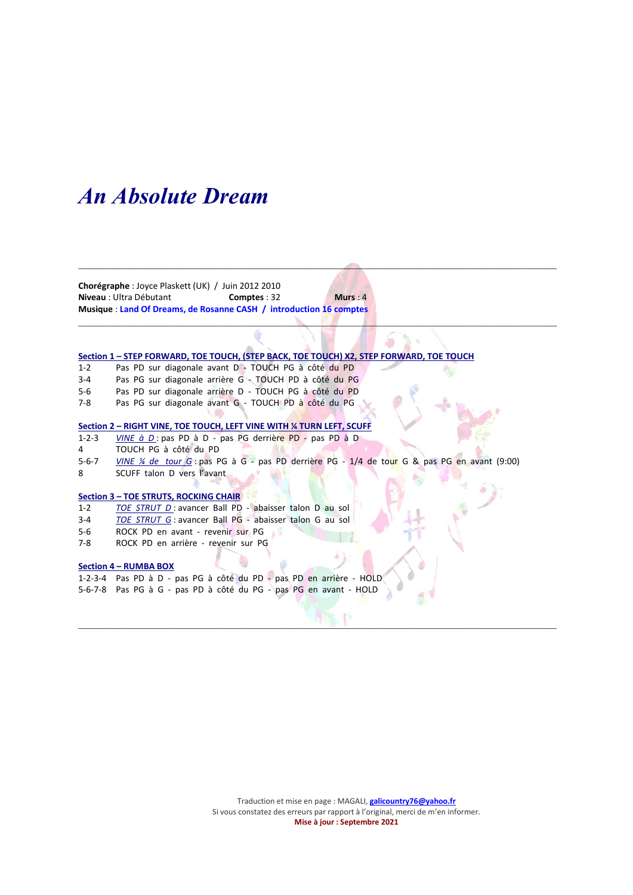# *An Absolute Dream*

---

**Chorégraphe** : Joyce Plaskett (UK) / Juin 2012 2010
**Niveau** : Ultra Débutant **Comptes** : 32 **Murs** : 4
**Musique** : **Land Of Dreams, de Rosanne CASH / introduction 16 comptes**

---

**Section 1 – STEP FORWARD, TOE TOUCH, (STEP BACK, TOE TOUCH) X2, STEP FORWARD, TOE TOUCH**

1-2 Pas PD sur diagonale avant D - TOUCH PG à côté du PD
3-4 Pas PG sur diagonale arrière G - TOUCH PD à côté du PG
5-6 Pas PD sur diagonale arrière D - TOUCH PG à côté du PD
7-8 Pas PG sur diagonale avant G - TOUCH PD à côté du PG

**Section 2 – RIGHT VINE, TOE TOUCH, LEFT VINE WITH ¼ TURN LEFT, SCUFF**

1-2-3 *VINE à D* : pas PD à D - pas PG derrière PD - pas PD à D
4 TOUCH PG à côté du PD
5-6-7 *VINE ¼ de tour G* : pas PG à G - pas PD derrière PG - 1/4 de tour G & pas PG en avant (9:00)
8 SCUFF talon D vers l'avant

**Section 3 – TOE STRUTS, ROCKING CHAIR**

1-2 *TOE STRUT D* : avancer Ball PD - abaisser talon D au sol
3-4 *TOE STRUT G* : avancer Ball PG - abaisser talon G au sol
5-6 ROCK PD en avant - revenir sur PG
7-8 ROCK PD en arrière - revenir sur PG

**Section 4 – RUMBA BOX**

1-2-3-4 Pas PD à D - pas PG à côté du PD - pas PD en arrière - HOLD
5-6-7-8 Pas PG à G - pas PD à côté du PG - pas PG en avant - HOLD

---

Traduction et mise en page : MAGALI, **galicountry76@yahoo.fr**
Si vous constatez des erreurs par rapport à l'original, merci de m'en informer.
**Mise à jour : Septembre 2021**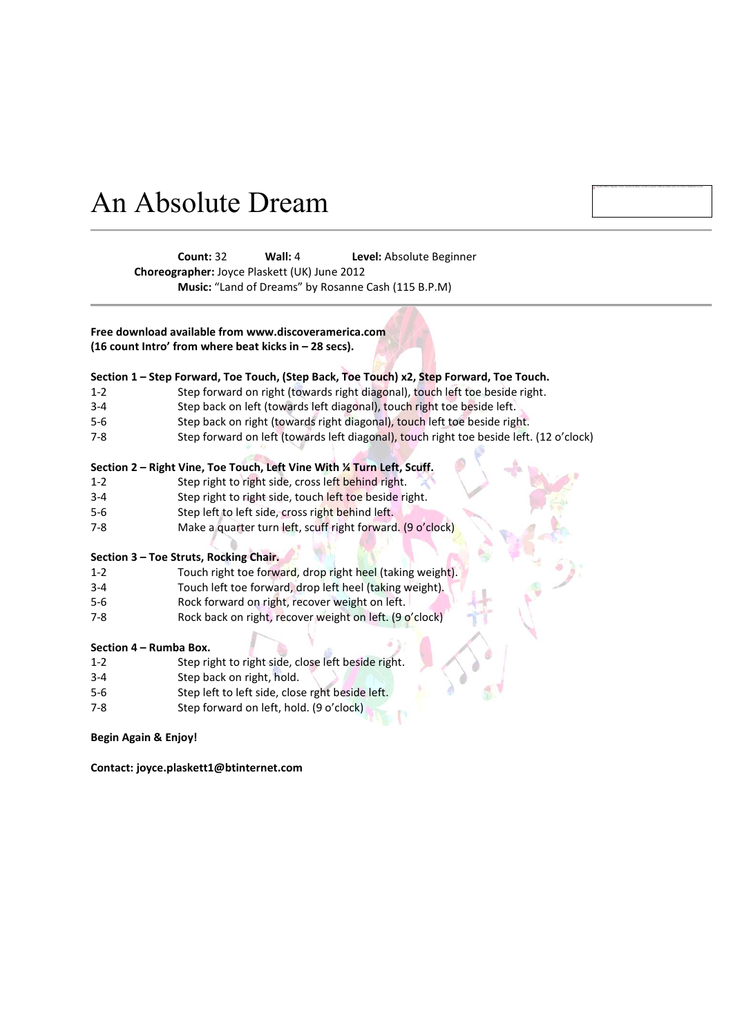# An Absolute Dream

**Count:** 32 **Wall:** 4 **Level:** Absolute Beginner
**Choreographer:** Joyce Plaskett (UK) June 2012
**Music:** "Land of Dreams" by Rosanne Cash (115 B.P.M)

**Free download available from www.discoveramerica.com**
**(16 count Intro' from where beat kicks in – 28 secs).**

**Section 1 – Step Forward, Toe Touch, (Step Back, Toe Touch) x2, Step Forward, Toe Touch.**

| | |
|---|---|
| 1-2 | Step forward on right (towards right diagonal), touch left toe beside right. |
| 3-4 | Step back on left (towards left diagonal), touch right toe beside left. |
| 5-6 | Step back on right (towards right diagonal), touch left toe beside right. |
| 7-8 | Step forward on left (towards left diagonal), touch right toe beside left. (12 o'clock) |

**Section 2 – Right Vine, Toe Touch, Left Vine With ¼ Turn Left, Scuff.**

| | |
|---|---|
| 1-2 | Step right to right side, cross left behind right. |
| 3-4 | Step right to right side, touch left toe beside right. |
| 5-6 | Step left to left side, cross right behind left. |
| 7-8 | Make a quarter turn left, scuff right forward. (9 o'clock) |

**Section 3 – Toe Struts, Rocking Chair.**

| | |
|---|---|
| 1-2 | Touch right toe forward, drop right heel (taking weight). |
| 3-4 | Touch left toe forward, drop left heel (taking weight). |
| 5-6 | Rock forward on right, recover weight on left. |
| 7-8 | Rock back on right, recover weight on left. (9 o'clock) |

**Section 4 – Rumba Box.**

| | |
|---|---|
| 1-2 | Step right to right side, close left beside right. |
| 3-4 | Step back on right, hold. |
| 5-6 | Step left to left side, close rght beside left. |
| 7-8 | Step forward on left, hold. (9 o'clock) |

**Begin Again & Enjoy!**

**Contact: joyce.plaskett1@btinternet.com**